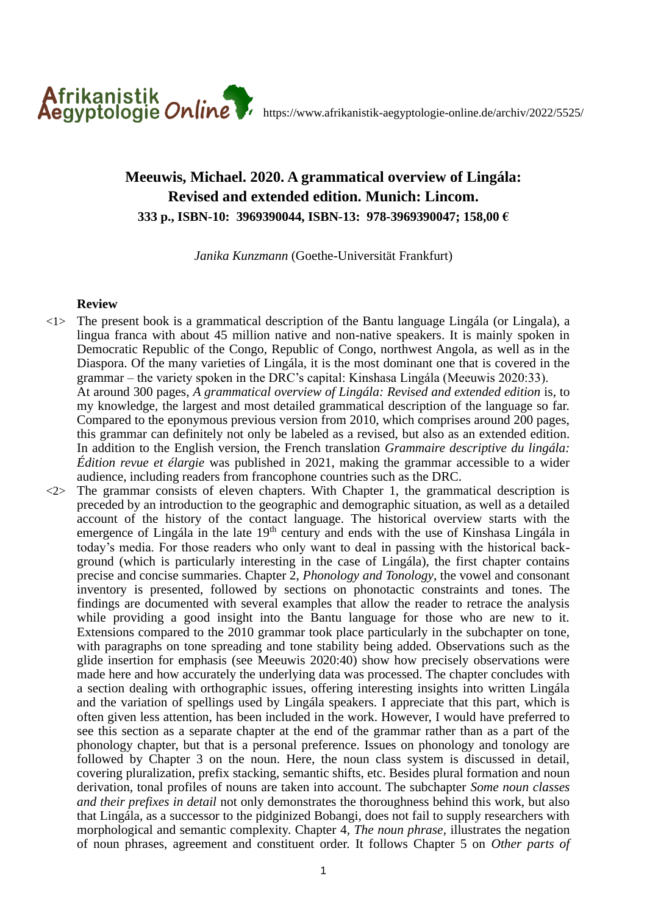https://www.afrikanistik-aegyptologie-online.de/archiv/2022/5525/

# Meeuwis, Michael. 2020. A grammatical overview of Lingála: Revised and extended edition. Munich: Lincom.

**333 p., ISBN-10: 3969390044, ISBN-13: 978-3969390047; 158,00 €**

*Janika Kunzmann* (Goethe-Universität Frankfurt)

## Review

<1> The present book is a grammatical description of the Bantu language Lingála (or Lingala), a lingua franca with about 45 million native and non-native speakers. It is mainly spoken in Democratic Republic of the Congo, Republic of Congo, northwest Angola, as well as in the Diaspora. Of the many varieties of Lingála, it is the most dominant one that is covered in the grammar – the variety spoken in the DRC's capital: Kinshasa Lingála (Meeuwis 2020:33).
At around 300 pages, *A grammatical overview of Lingála: Revised and extended edition* is, to my knowledge, the largest and most detailed grammatical description of the language so far. Compared to the eponymous previous version from 2010, which comprises around 200 pages, this grammar can definitely not only be labeled as a revised, but also as an extended edition. In addition to the English version, the French translation *Grammaire descriptive du lingála: Édition revue et élargie* was published in 2021, making the grammar accessible to a wider audience, including readers from francophone countries such as the DRC.

<2> The grammar consists of eleven chapters. With Chapter 1, the grammatical description is preceded by an introduction to the geographic and demographic situation, as well as a detailed account of the history of the contact language. The historical overview starts with the emergence of Lingála in the late 19th century and ends with the use of Kinshasa Lingála in today's media. For those readers who only want to deal in passing with the historical background (which is particularly interesting in the case of Lingála), the first chapter contains precise and concise summaries. Chapter 2, *Phonology and Tonology*, the vowel and consonant inventory is presented, followed by sections on phonotactic constraints and tones. The findings are documented with several examples that allow the reader to retrace the analysis while providing a good insight into the Bantu language for those who are new to it. Extensions compared to the 2010 grammar took place particularly in the subchapter on tone, with paragraphs on tone spreading and tone stability being added. Observations such as the glide insertion for emphasis (see Meeuwis 2020:40) show how precisely observations were made here and how accurately the underlying data was processed. The chapter concludes with a section dealing with orthographic issues, offering interesting insights into written Lingála and the variation of spellings used by Lingála speakers. I appreciate that this part, which is often given less attention, has been included in the work. However, I would have preferred to see this section as a separate chapter at the end of the grammar rather than as a part of the phonology chapter, but that is a personal preference. Issues on phonology and tonology are followed by Chapter 3 on the noun. Here, the noun class system is discussed in detail, covering pluralization, prefix stacking, semantic shifts, etc. Besides plural formation and noun derivation, tonal profiles of nouns are taken into account. The subchapter *Some noun classes and their prefixes in detail* not only demonstrates the thoroughness behind this work, but also that Lingála, as a successor to the pidginized Bobangi, does not fail to supply researchers with morphological and semantic complexity. Chapter 4, *The noun phrase*, illustrates the negation of noun phrases, agreement and constituent order. It follows Chapter 5 on *Other parts of*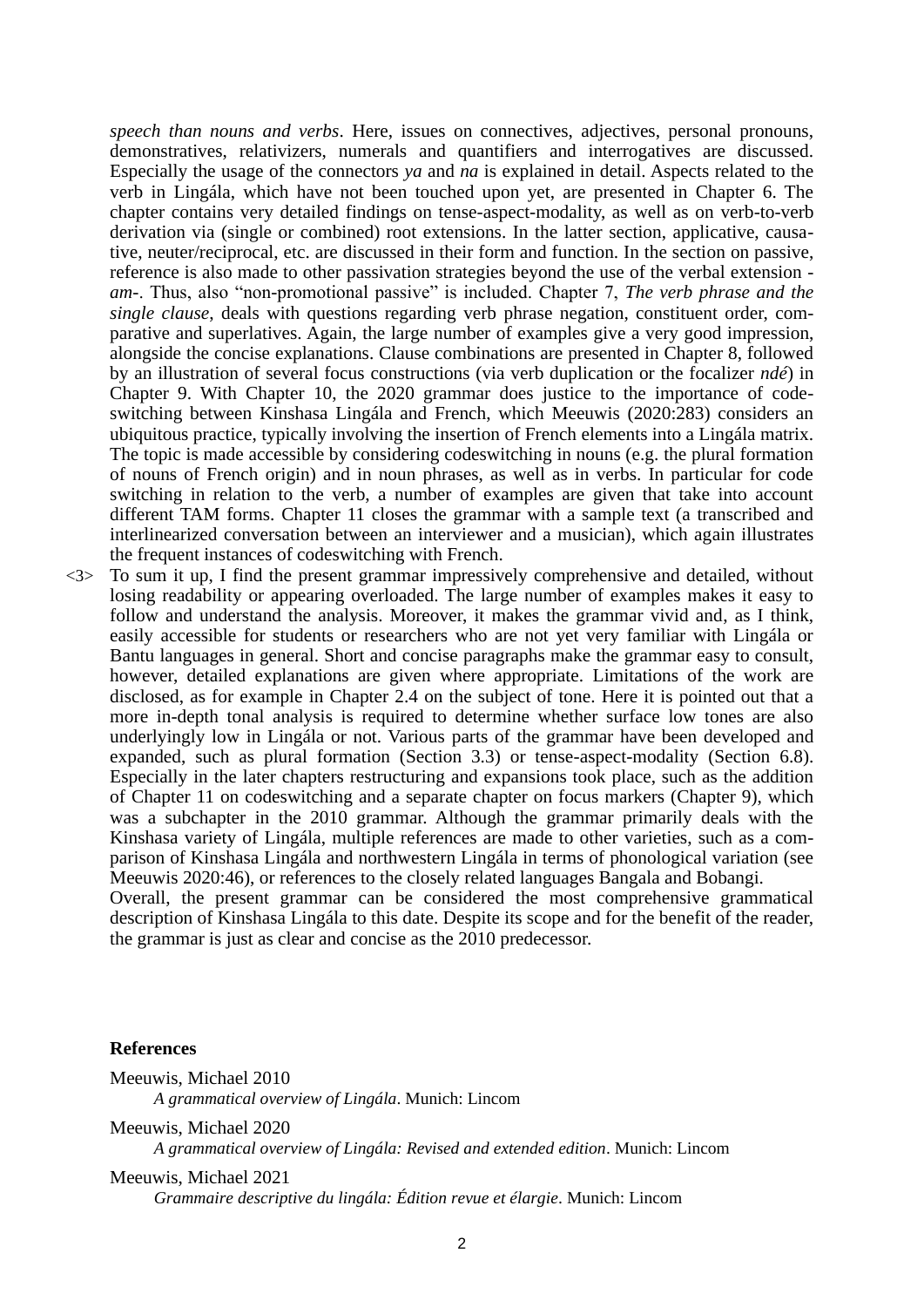*speech than nouns and verbs*. Here, issues on connectives, adjectives, personal pronouns, demonstratives, relativizers, numerals and quantifiers and interrogatives are discussed. Especially the usage of the connectors *ya* and *na* is explained in detail. Aspects related to the verb in Lingála, which have not been touched upon yet, are presented in Chapter 6. The chapter contains very detailed findings on tense-aspect-modality, as well as on verb-to-verb derivation via (single or combined) root extensions. In the latter section, applicative, causative, neuter/reciprocal, etc. are discussed in their form and function. In the section on passive, reference is also made to other passivation strategies beyond the use of the verbal extension -*am*-. Thus, also "non-promotional passive" is included. Chapter 7, *The verb phrase and the single clause*, deals with questions regarding verb phrase negation, constituent order, comparative and superlatives. Again, the large number of examples give a very good impression, alongside the concise explanations. Clause combinations are presented in Chapter 8, followed by an illustration of several focus constructions (via verb duplication or the focalizer *ndé*) in Chapter 9. With Chapter 10, the 2020 grammar does justice to the importance of codeswitching between Kinshasa Lingála and French, which Meeuwis (2020:283) considers an ubiquitous practice, typically involving the insertion of French elements into a Lingála matrix. The topic is made accessible by considering codeswitching in nouns (e.g. the plural formation of nouns of French origin) and in noun phrases, as well as in verbs. In particular for code switching in relation to the verb, a number of examples are given that take into account different TAM forms. Chapter 11 closes the grammar with a sample text (a transcribed and interlinearized conversation between an interviewer and a musician), which again illustrates the frequent instances of codeswitching with French.

<3> To sum it up, I find the present grammar impressively comprehensive and detailed, without losing readability or appearing overloaded. The large number of examples makes it easy to follow and understand the analysis. Moreover, it makes the grammar vivid and, as I think, easily accessible for students or researchers who are not yet very familiar with Lingála or Bantu languages in general. Short and concise paragraphs make the grammar easy to consult, however, detailed explanations are given where appropriate. Limitations of the work are disclosed, as for example in Chapter 2.4 on the subject of tone. Here it is pointed out that a more in-depth tonal analysis is required to determine whether surface low tones are also underlyingly low in Lingála or not. Various parts of the grammar have been developed and expanded, such as plural formation (Section 3.3) or tense-aspect-modality (Section 6.8). Especially in the later chapters restructuring and expansions took place, such as the addition of Chapter 11 on codeswitching and a separate chapter on focus markers (Chapter 9), which was a subchapter in the 2010 grammar. Although the grammar primarily deals with the Kinshasa variety of Lingála, multiple references are made to other varieties, such as a comparison of Kinshasa Lingála and northwestern Lingála in terms of phonological variation (see Meeuwis 2020:46), or references to the closely related languages Bangala and Bobangi.

Overall, the present grammar can be considered the most comprehensive grammatical description of Kinshasa Lingála to this date. Despite its scope and for the benefit of the reader, the grammar is just as clear and concise as the 2010 predecessor.

**References**

Meeuwis, Michael 2010
*A grammatical overview of Lingála*. Munich: Lincom

Meeuwis, Michael 2020
*A grammatical overview of Lingála: Revised and extended edition*. Munich: Lincom

Meeuwis, Michael 2021
*Grammaire descriptive du lingála: Édition revue et élargie*. Munich: Lincom